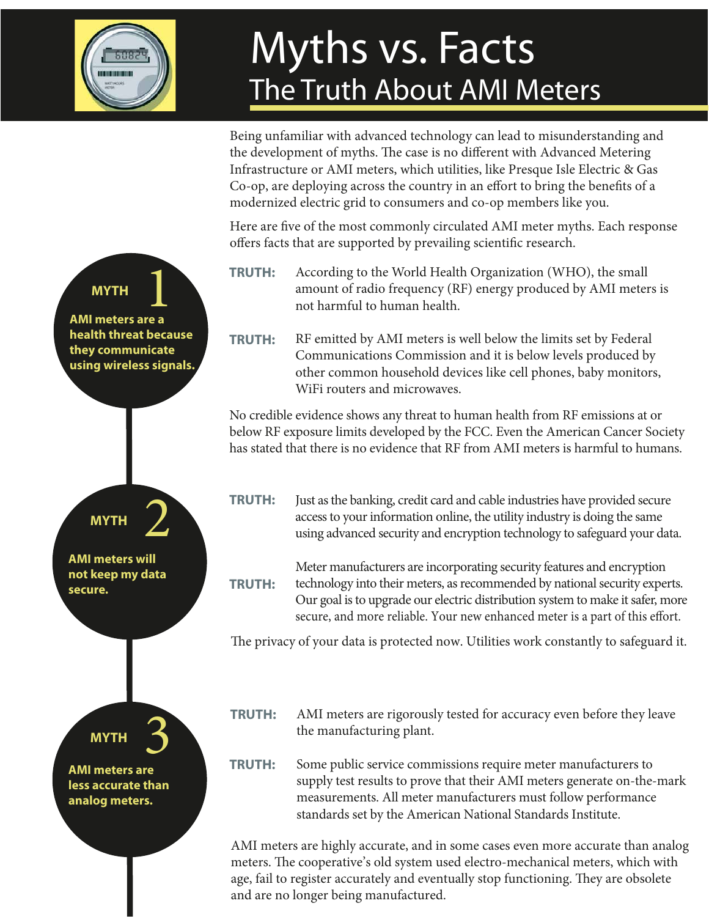# Myths vs. Facts

## The Truth About AMI Meters

Being unfamiliar with advanced technology can lead to misunderstanding and the development of myths. The case is no different with Advanced Metering Infrastructure or AMI meters, which utilities, like Presque Isle Electric & Gas Co-op, are deploying across the country in an effort to bring the benefits of a modernized electric grid to consumers and co-op members like you.

Here are five of the most commonly circulated AMI meter myths. Each response offers facts that are supported by prevailing scientific research.

### MYTH 1

**AMI meters are a health threat because they communicate using wireless signals.**

**TRUTH:** According to the World Health Organization (WHO), the small amount of radio frequency (RF) energy produced by AMI meters is not harmful to human health.

**TRUTH:** RF emitted by AMI meters is well below the limits set by Federal Communications Commission and it is below levels produced by other common household devices like cell phones, baby monitors, WiFi routers and microwaves.

No credible evidence shows any threat to human health from RF emissions at or below RF exposure limits developed by the FCC. Even the American Cancer Society has stated that there is no evidence that RF from AMI meters is harmful to humans.

### MYTH 2

**AMI meters will not keep my data secure.**

**TRUTH:** Just as the banking, credit card and cable industries have provided secure access to your information online, the utility industry is doing the same using advanced security and encryption technology to safeguard your data.

**TRUTH:** Meter manufacturers are incorporating security features and encryption technology into their meters, as recommended by national security experts. Our goal is to upgrade our electric distribution system to make it safer, more secure, and more reliable. Your new enhanced meter is a part of this effort.

The privacy of your data is protected now. Utilities work constantly to safeguard it.

### MYTH 3

**AMI meters are less accurate than analog meters.**

**TRUTH:** AMI meters are rigorously tested for accuracy even before they leave the manufacturing plant.

**TRUTH:** Some public service commissions require meter manufacturers to supply test results to prove that their AMI meters generate on-the-mark measurements. All meter manufacturers must follow performance standards set by the American National Standards Institute.

AMI meters are highly accurate, and in some cases even more accurate than analog meters. The cooperative's old system used electro-mechanical meters, which with age, fail to register accurately and eventually stop functioning. They are obsolete and are no longer being manufactured.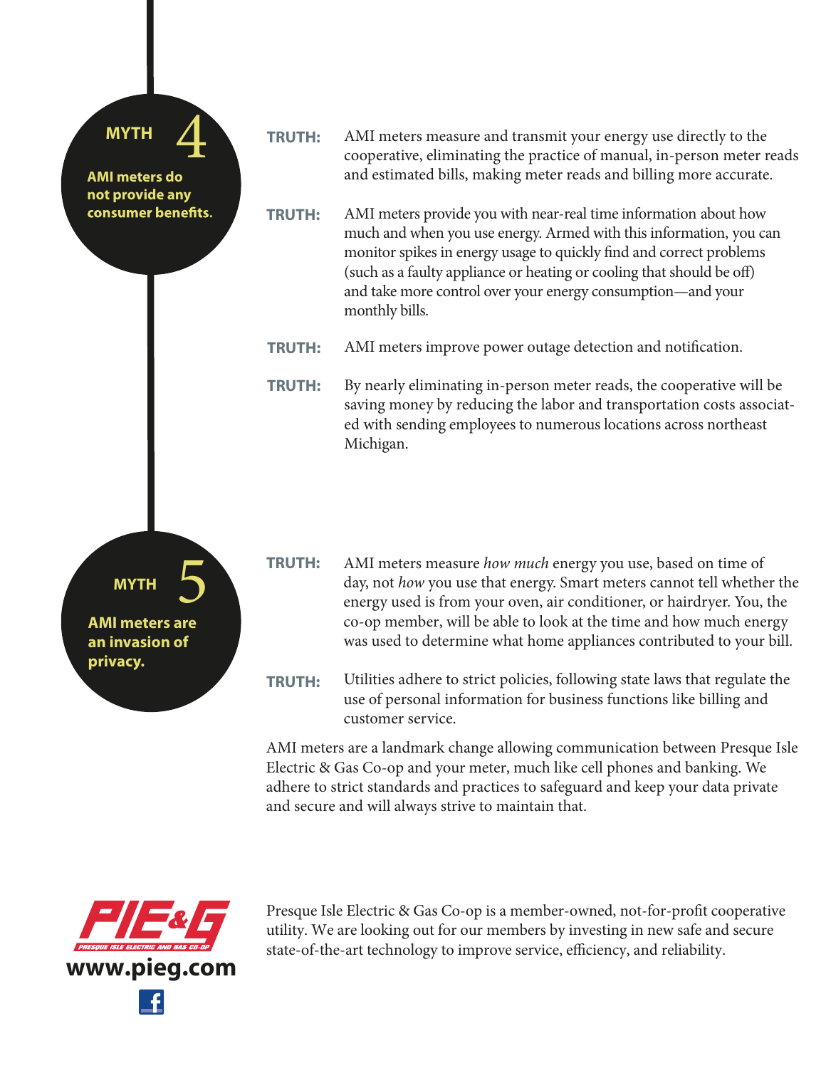## MYTH 4

**AMI meters do not provide any consumer benefits.**

**TRUTH:** AMI meters measure and transmit your energy use directly to the cooperative, eliminating the practice of manual, in-person meter reads and estimated bills, making meter reads and billing more accurate.

**TRUTH:** AMI meters provide you with near-real time information about how much and when you use energy. Armed with this information, you can monitor spikes in energy usage to quickly find and correct problems (such as a faulty appliance or heating or cooling that should be off) and take more control over your energy consumption—and your monthly bills.

**TRUTH:** AMI meters improve power outage detection and notification.

**TRUTH:** By nearly eliminating in-person meter reads, the cooperative will be saving money by reducing the labor and transportation costs associated with sending employees to numerous locations across northeast Michigan.

## MYTH 5

**AMI meters are an invasion of privacy.**

**TRUTH:** AMI meters measure *how much* energy you use, based on time of day, not *how* you use that energy. Smart meters cannot tell whether the energy used is from your oven, air conditioner, or hairdryer. You, the co-op member, will be able to look at the time and how much energy was used to determine what home appliances contributed to your bill.

**TRUTH:** Utilities adhere to strict policies, following state laws that regulate the use of personal information for business functions like billing and customer service.

AMI meters are a landmark change allowing communication between Presque Isle Electric & Gas Co-op and your meter, much like cell phones and banking. We adhere to strict standards and practices to safeguard and keep your data private and secure and will always strive to maintain that.

PIE&G
PRESQUE ISLE ELECTRIC AND GAS CO-OP
**www.pieg.com**

Presque Isle Electric & Gas Co-op is a member-owned, not-for-profit cooperative utility. We are looking out for our members by investing in new safe and secure state-of-the-art technology to improve service, efficiency, and reliability.